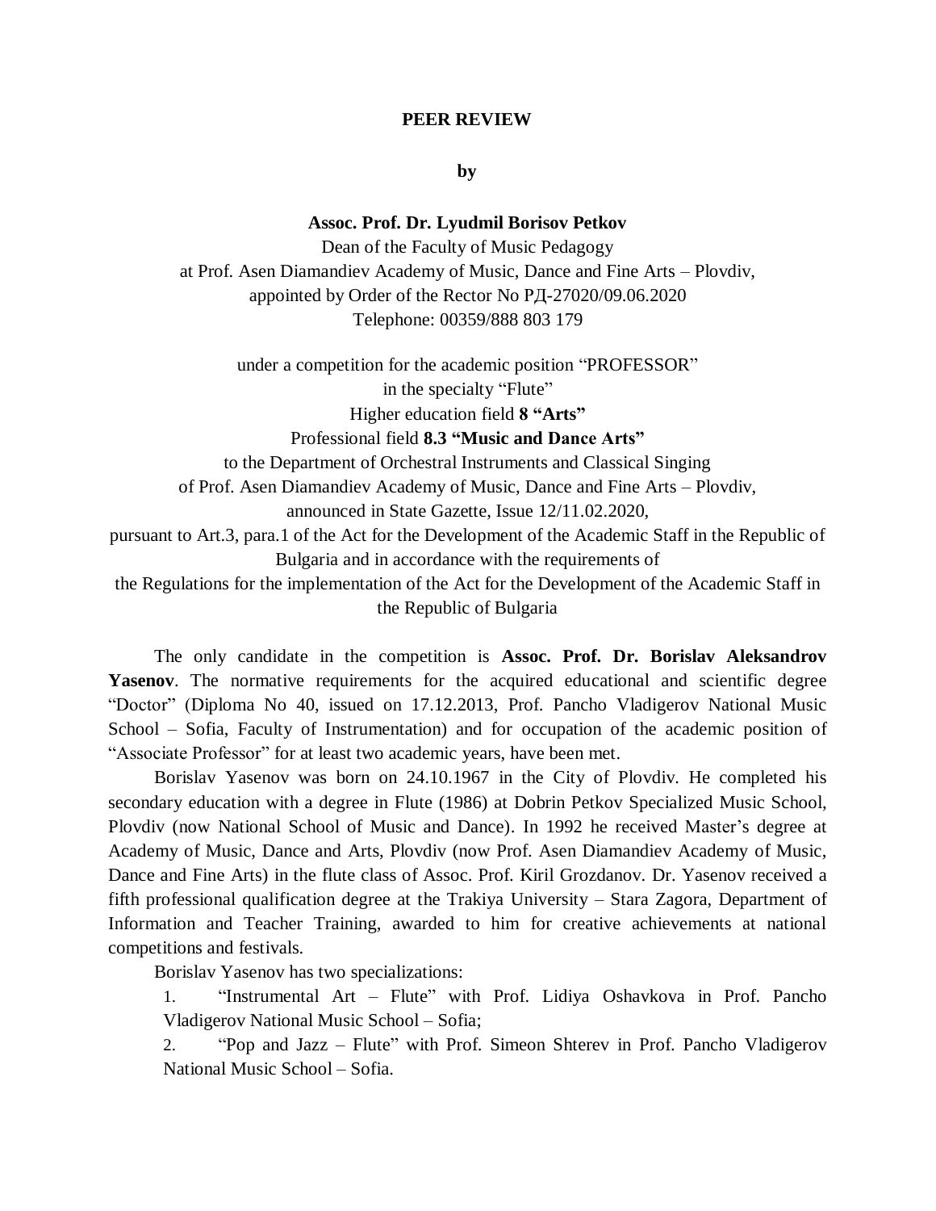**PEER REVIEW**

**by**

**Assoc. Prof. Dr. Lyudmil Borisov Petkov**

Dean of the Faculty of Music Pedagogy
at Prof. Asen Diamandiev Academy of Music, Dance and Fine Arts – Plovdiv,
appointed by Order of the Rector No РД-27020/09.06.2020
Telephone: 00359/888 803 179

under a competition for the academic position "PROFESSOR"
in the specialty "Flute"
Higher education field **8 "Arts"**
Professional field **8.3 "Music and Dance Arts"**
to the Department of Orchestral Instruments and Classical Singing
of Prof. Asen Diamandiev Academy of Music, Dance and Fine Arts – Plovdiv,
announced in State Gazette, Issue 12/11.02.2020,
pursuant to Art.3, para.1 of the Act for the Development of the Academic Staff in the Republic of Bulgaria and in accordance with the requirements of
the Regulations for the implementation of the Act for the Development of the Academic Staff in the Republic of Bulgaria

The only candidate in the competition is **Assoc. Prof. Dr. Borislav Aleksandrov Yasenov**. The normative requirements for the acquired educational and scientific degree "Doctor" (Diploma No 40, issued on 17.12.2013, Prof. Pancho Vladigerov National Music School – Sofia, Faculty of Instrumentation) and for occupation of the academic position of "Associate Professor" for at least two academic years, have been met.

Borislav Yasenov was born on 24.10.1967 in the City of Plovdiv. He completed his secondary education with a degree in Flute (1986) at Dobrin Petkov Specialized Music School, Plovdiv (now National School of Music and Dance). In 1992 he received Master's degree at Academy of Music, Dance and Arts, Plovdiv (now Prof. Asen Diamandiev Academy of Music, Dance and Fine Arts) in the flute class of Assoc. Prof. Kiril Grozdanov. Dr. Yasenov received a fifth professional qualification degree at the Trakiya University – Stara Zagora, Department of Information and Teacher Training, awarded to him for creative achievements at national competitions and festivals.

Borislav Yasenov has two specializations:

1. "Instrumental Art – Flute" with Prof. Lidiya Oshavkova in Prof. Pancho Vladigerov National Music School – Sofia;
2. "Pop and Jazz – Flute" with Prof. Simeon Shterev in Prof. Pancho Vladigerov National Music School – Sofia.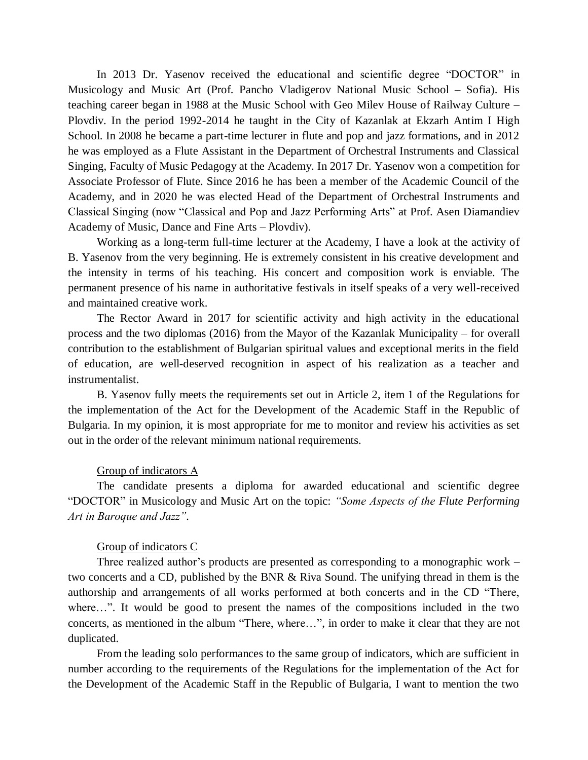In 2013 Dr. Yasenov received the educational and scientific degree "DOCTOR" in Musicology and Music Art (Prof. Pancho Vladigerov National Music School – Sofia). His teaching career began in 1988 at the Music School with Geo Milev House of Railway Culture – Plovdiv. In the period 1992-2014 he taught in the City of Kazanlak at Ekzarh Antim I High School. In 2008 he became a part-time lecturer in flute and pop and jazz formations, and in 2012 he was employed as a Flute Assistant in the Department of Orchestral Instruments and Classical Singing, Faculty of Music Pedagogy at the Academy. In 2017 Dr. Yasenov won a competition for Associate Professor of Flute. Since 2016 he has been a member of the Academic Council of the Academy, and in 2020 he was elected Head of the Department of Orchestral Instruments and Classical Singing (now "Classical and Pop and Jazz Performing Arts" at Prof. Asen Diamandiev Academy of Music, Dance and Fine Arts – Plovdiv).

Working as a long-term full-time lecturer at the Academy, I have a look at the activity of B. Yasenov from the very beginning. He is extremely consistent in his creative development and the intensity in terms of his teaching. His concert and composition work is enviable. The permanent presence of his name in authoritative festivals in itself speaks of a very well-received and maintained creative work.

The Rector Award in 2017 for scientific activity and high activity in the educational process and the two diplomas (2016) from the Mayor of the Kazanlak Municipality – for overall contribution to the establishment of Bulgarian spiritual values and exceptional merits in the field of education, are well-deserved recognition in aspect of his realization as a teacher and instrumentalist.

B. Yasenov fully meets the requirements set out in Article 2, item 1 of the Regulations for the implementation of the Act for the Development of the Academic Staff in the Republic of Bulgaria. In my opinion, it is most appropriate for me to monitor and review his activities as set out in the order of the relevant minimum national requirements.

<u>Group of indicators A</u>

The candidate presents a diploma for awarded educational and scientific degree "DOCTOR" in Musicology and Music Art on the topic: *"Some Aspects of the Flute Performing Art in Baroque and Jazz"*.

<u>Group of indicators C</u>

Three realized author's products are presented as corresponding to a monographic work – two concerts and a CD, published by the BNR & Riva Sound. The unifying thread in them is the authorship and arrangements of all works performed at both concerts and in the CD "There, where…". It would be good to present the names of the compositions included in the two concerts, as mentioned in the album "There, where…", in order to make it clear that they are not duplicated.

From the leading solo performances to the same group of indicators, which are sufficient in number according to the requirements of the Regulations for the implementation of the Act for the Development of the Academic Staff in the Republic of Bulgaria, I want to mention the two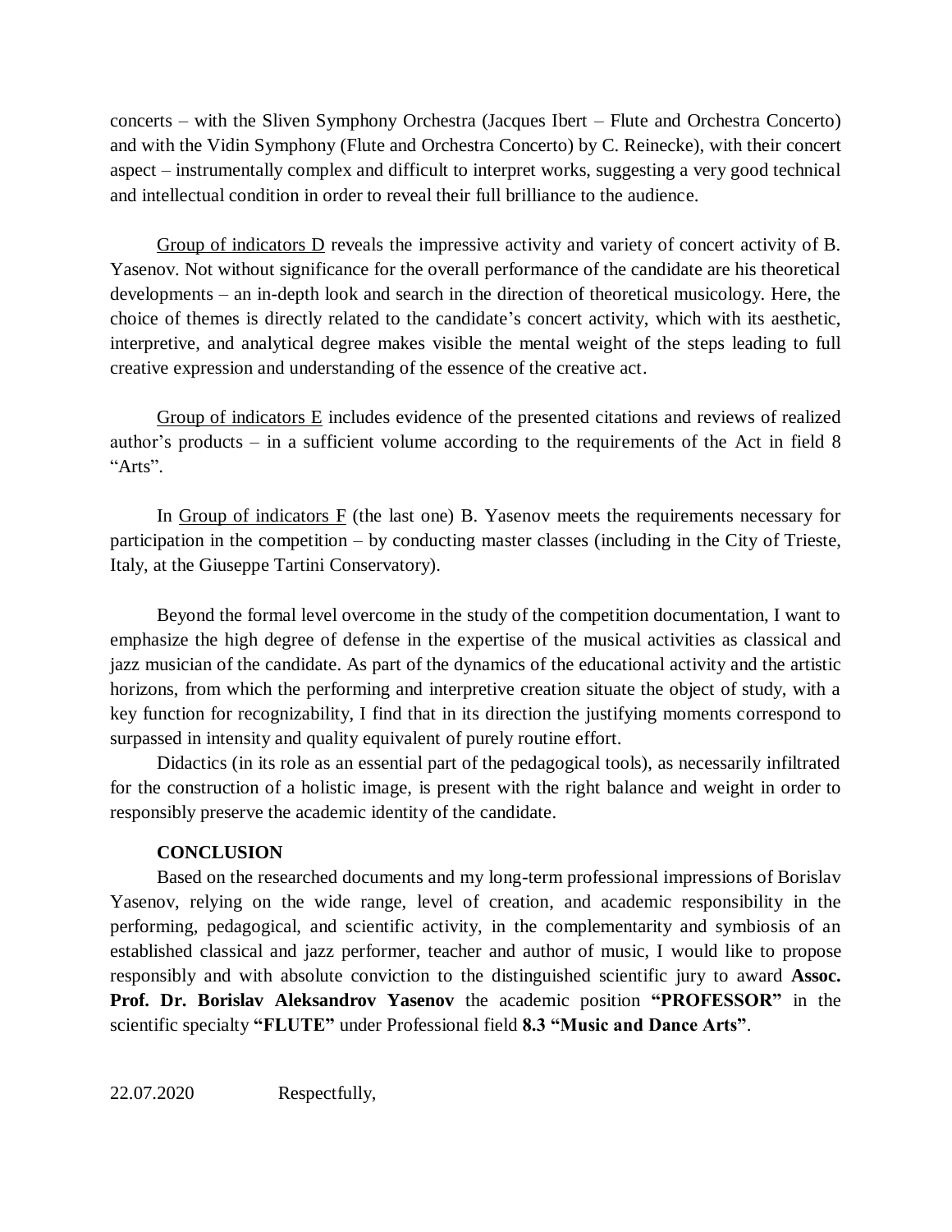concerts – with the Sliven Symphony Orchestra (Jacques Ibert – Flute and Orchestra Concerto) and with the Vidin Symphony (Flute and Orchestra Concerto) by C. Reinecke), with their concert aspect – instrumentally complex and difficult to interpret works, suggesting a very good technical and intellectual condition in order to reveal their full brilliance to the audience.

Group of indicators D reveals the impressive activity and variety of concert activity of B. Yasenov. Not without significance for the overall performance of the candidate are his theoretical developments – an in-depth look and search in the direction of theoretical musicology. Here, the choice of themes is directly related to the candidate's concert activity, which with its aesthetic, interpretive, and analytical degree makes visible the mental weight of the steps leading to full creative expression and understanding of the essence of the creative act.

Group of indicators E includes evidence of the presented citations and reviews of realized author's products – in a sufficient volume according to the requirements of the Act in field 8 "Arts".

In Group of indicators F (the last one) B. Yasenov meets the requirements necessary for participation in the competition – by conducting master classes (including in the City of Trieste, Italy, at the Giuseppe Tartini Conservatory).

Beyond the formal level overcome in the study of the competition documentation, I want to emphasize the high degree of defense in the expertise of the musical activities as classical and jazz musician of the candidate. As part of the dynamics of the educational activity and the artistic horizons, from which the performing and interpretive creation situate the object of study, with a key function for recognizability, I find that in its direction the justifying moments correspond to surpassed in intensity and quality equivalent of purely routine effort.

Didactics (in its role as an essential part of the pedagogical tools), as necessarily infiltrated for the construction of a holistic image, is present with the right balance and weight in order to responsibly preserve the academic identity of the candidate.

**CONCLUSION**

Based on the researched documents and my long-term professional impressions of Borislav Yasenov, relying on the wide range, level of creation, and academic responsibility in the performing, pedagogical, and scientific activity, in the complementarity and symbiosis of an established classical and jazz performer, teacher and author of music, I would like to propose responsibly and with absolute conviction to the distinguished scientific jury to award **Assoc. Prof. Dr. Borislav Aleksandrov Yasenov** the academic position **"PROFESSOR"** in the scientific specialty **"FLUTE"** under Professional field **8.3 "Music and Dance Arts"**.

22.07.2020 Respectfully,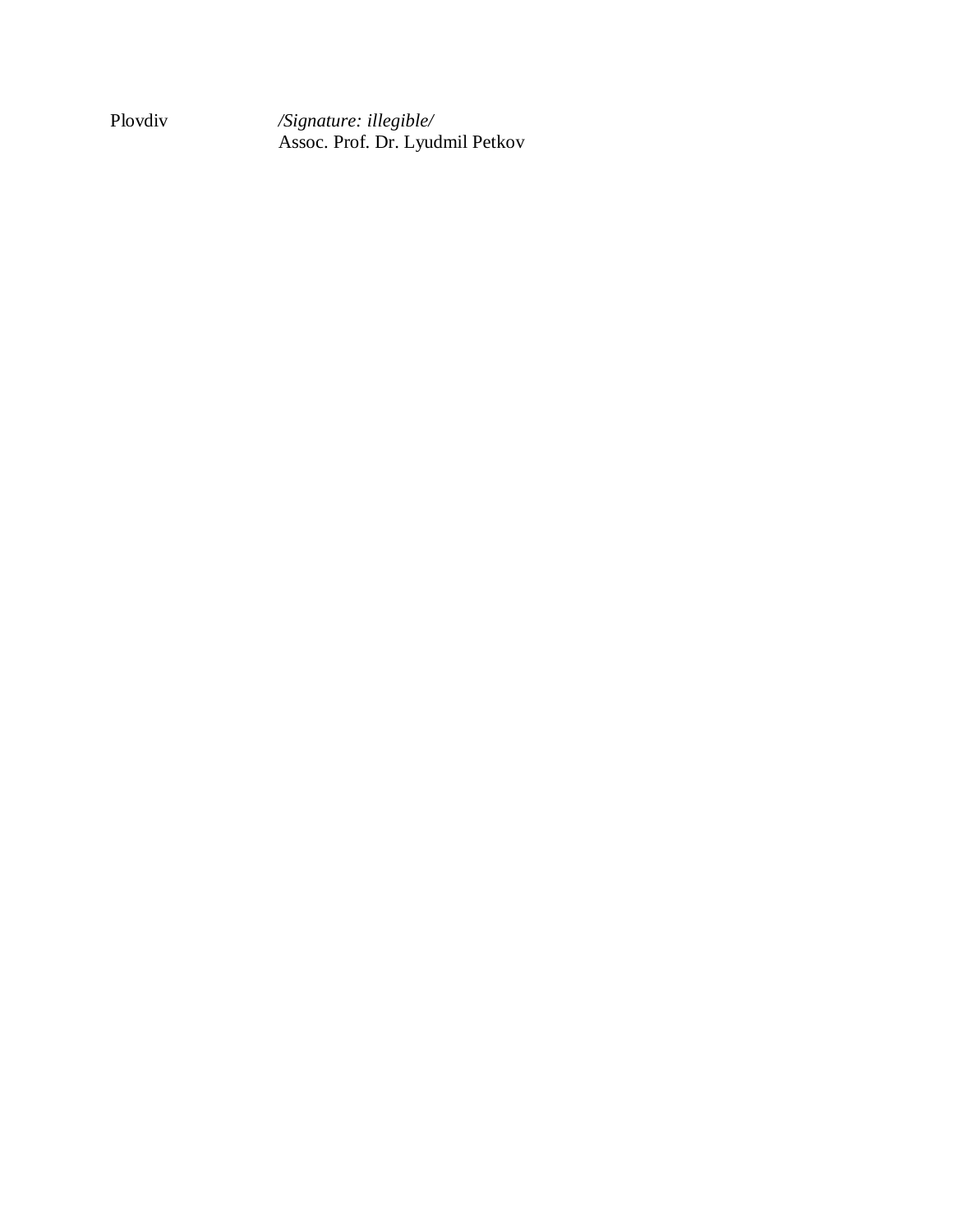Plovdiv *̸Signature: illegible/*

Assoc. Prof. Dr. Lyudmil Petkov

Plovdiv *＿*

Plovdiv /*Signature: illegible*/

Assoc. Prof. Dr. Lyudmil Petkov